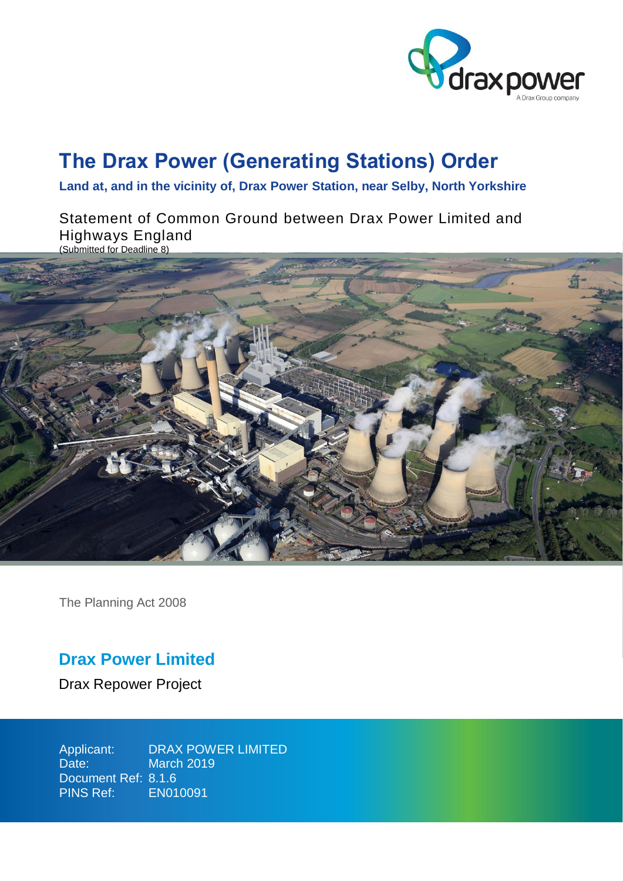# The Drax Power (Generating Stations) Order

**Land at, and in the vicinity of, Drax Power Station, near Selby, North Yorkshire**

Statement of Common Ground between Drax Power Limited and Highways England
(Submitted for Deadline 8)

The Planning Act 2008

## Drax Power Limited

Drax Repower Project

Applicant: DRAX POWER LIMITED
Date: March 2019
Document Ref: 8.1.6
PINS Ref: EN010091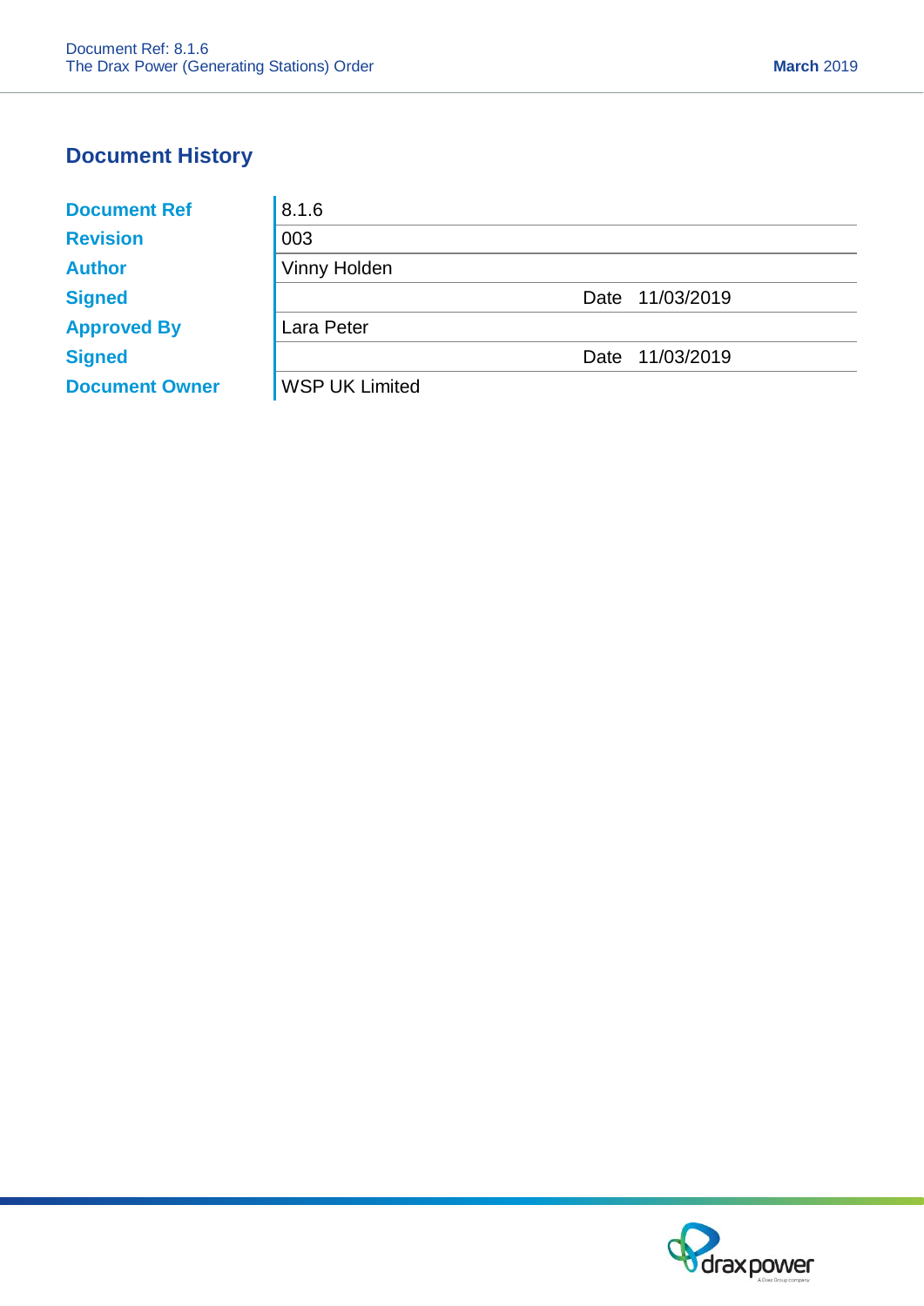## Document History

| | | | |
|---|---|---|---|
| **Document Ref** | 8.1.6 | | |
| **Revision** | 003 | | |
| **Author** | Vinny Holden | | |
| **Signed** | | Date | 11/03/2019 |
| **Approved By** | Lara Peter | | |
| **Signed** | | Date | 11/03/2019 |
| **Document Owner** | WSP UK Limited | | |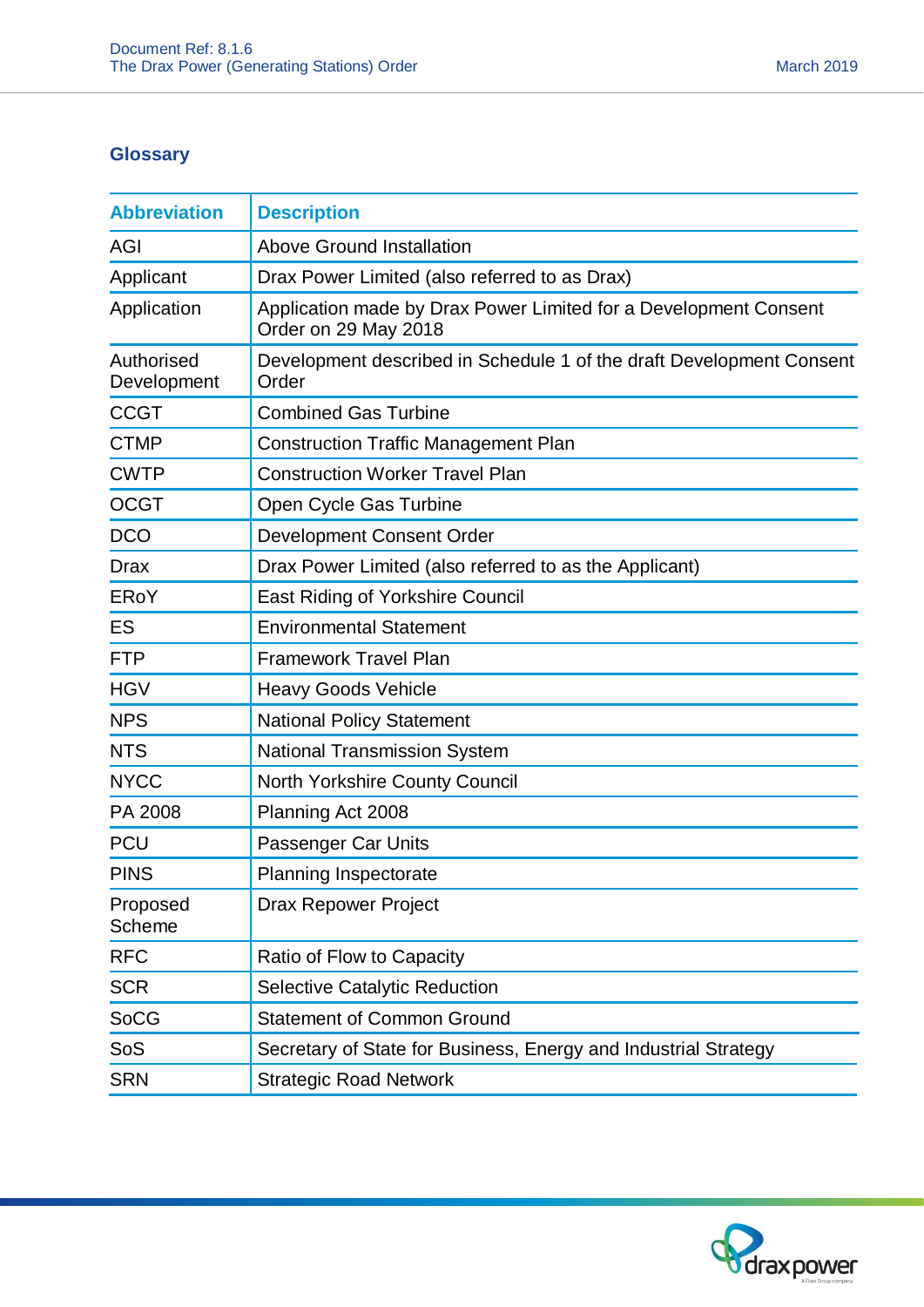## Glossary

| Abbreviation | Description |
|---|---|
| AGI | Above Ground Installation |
| Applicant | Drax Power Limited (also referred to as Drax) |
| Application | Application made by Drax Power Limited for a Development Consent Order on 29 May 2018 |
| Authorised Development | Development described in Schedule 1 of the draft Development Consent Order |
| CCGT | Combined Gas Turbine |
| CTMP | Construction Traffic Management Plan |
| CWTP | Construction Worker Travel Plan |
| OCGT | Open Cycle Gas Turbine |
| DCO | Development Consent Order |
| Drax | Drax Power Limited (also referred to as the Applicant) |
| ERoY | East Riding of Yorkshire Council |
| ES | Environmental Statement |
| FTP | Framework Travel Plan |
| HGV | Heavy Goods Vehicle |
| NPS | National Policy Statement |
| NTS | National Transmission System |
| NYCC | North Yorkshire County Council |
| PA 2008 | Planning Act 2008 |
| PCU | Passenger Car Units |
| PINS | Planning Inspectorate |
| Proposed Scheme | Drax Repower Project |
| RFC | Ratio of Flow to Capacity |
| SCR | Selective Catalytic Reduction |
| SoCG | Statement of Common Ground |
| SoS | Secretary of State for Business, Energy and Industrial Strategy |
| SRN | Strategic Road Network |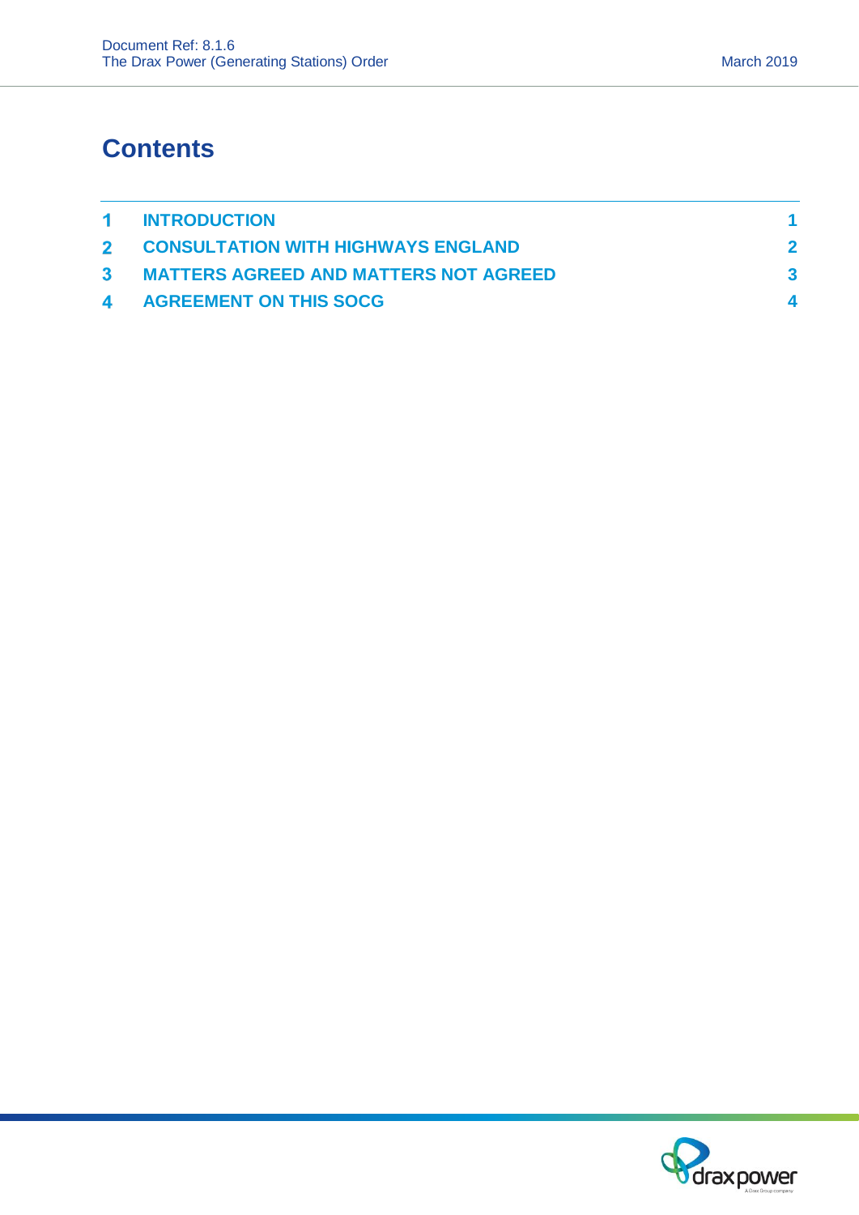# Contents

| | | |
|---|---|---|
| 1 | INTRODUCTION | 1 |
| 2 | CONSULTATION WITH HIGHWAYS ENGLAND | 2 |
| 3 | MATTERS AGREED AND MATTERS NOT AGREED | 3 |
| 4 | AGREEMENT ON THIS SOCG | 4 |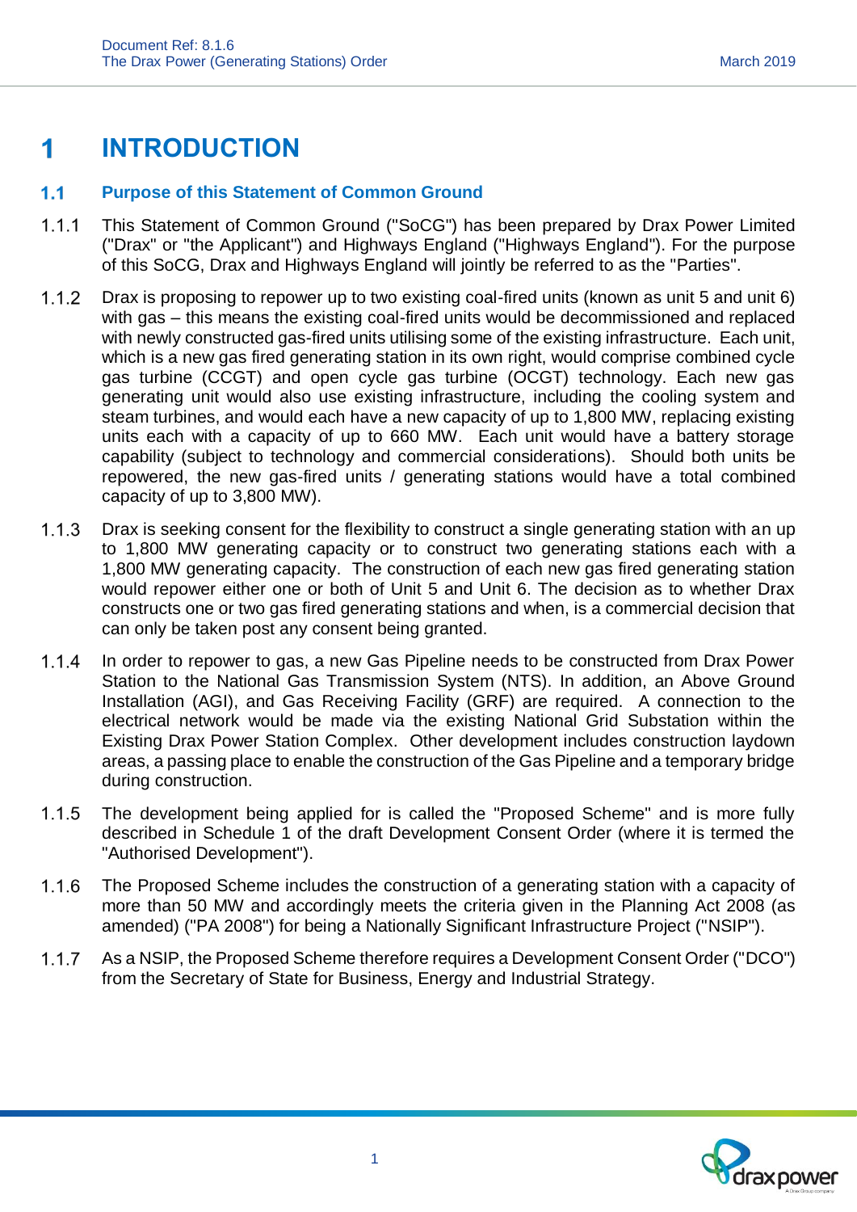# 1 INTRODUCTION

## 1.1 Purpose of this Statement of Common Ground

1.1.1 This Statement of Common Ground ("SoCG") has been prepared by Drax Power Limited ("Drax" or "the Applicant") and Highways England ("Highways England"). For the purpose of this SoCG, Drax and Highways England will jointly be referred to as the "Parties".

1.1.2 Drax is proposing to repower up to two existing coal-fired units (known as unit 5 and unit 6) with gas – this means the existing coal-fired units would be decommissioned and replaced with newly constructed gas-fired units utilising some of the existing infrastructure. Each unit, which is a new gas fired generating station in its own right, would comprise combined cycle gas turbine (CCGT) and open cycle gas turbine (OCGT) technology. Each new gas generating unit would also use existing infrastructure, including the cooling system and steam turbines, and would each have a new capacity of up to 1,800 MW, replacing existing units each with a capacity of up to 660 MW. Each unit would have a battery storage capability (subject to technology and commercial considerations). Should both units be repowered, the new gas-fired units / generating stations would have a total combined capacity of up to 3,800 MW).

1.1.3 Drax is seeking consent for the flexibility to construct a single generating station with an up to 1,800 MW generating capacity or to construct two generating stations each with a 1,800 MW generating capacity. The construction of each new gas fired generating station would repower either one or both of Unit 5 and Unit 6. The decision as to whether Drax constructs one or two gas fired generating stations and when, is a commercial decision that can only be taken post any consent being granted.

1.1.4 In order to repower to gas, a new Gas Pipeline needs to be constructed from Drax Power Station to the National Gas Transmission System (NTS). In addition, an Above Ground Installation (AGI), and Gas Receiving Facility (GRF) are required. A connection to the electrical network would be made via the existing National Grid Substation within the Existing Drax Power Station Complex. Other development includes construction laydown areas, a passing place to enable the construction of the Gas Pipeline and a temporary bridge during construction.

1.1.5 The development being applied for is called the "Proposed Scheme" and is more fully described in Schedule 1 of the draft Development Consent Order (where it is termed the "Authorised Development").

1.1.6 The Proposed Scheme includes the construction of a generating station with a capacity of more than 50 MW and accordingly meets the criteria given in the Planning Act 2008 (as amended) ("PA 2008") for being a Nationally Significant Infrastructure Project ("NSIP").

1.1.7 As a NSIP, the Proposed Scheme therefore requires a Development Consent Order ("DCO") from the Secretary of State for Business, Energy and Industrial Strategy.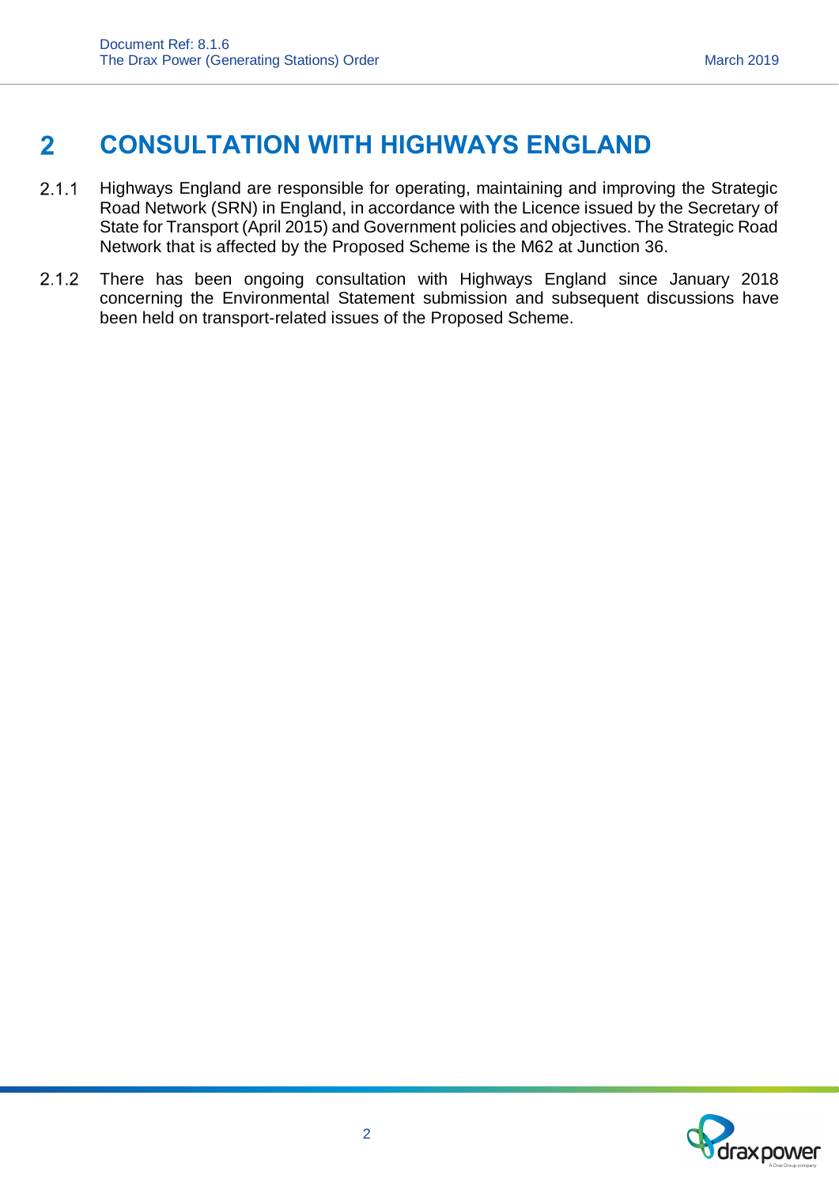# 2 CONSULTATION WITH HIGHWAYS ENGLAND

2.1.1 Highways England are responsible for operating, maintaining and improving the Strategic Road Network (SRN) in England, in accordance with the Licence issued by the Secretary of State for Transport (April 2015) and Government policies and objectives. The Strategic Road Network that is affected by the Proposed Scheme is the M62 at Junction 36.

2.1.2 There has been ongoing consultation with Highways England since January 2018 concerning the Environmental Statement submission and subsequent discussions have been held on transport-related issues of the Proposed Scheme.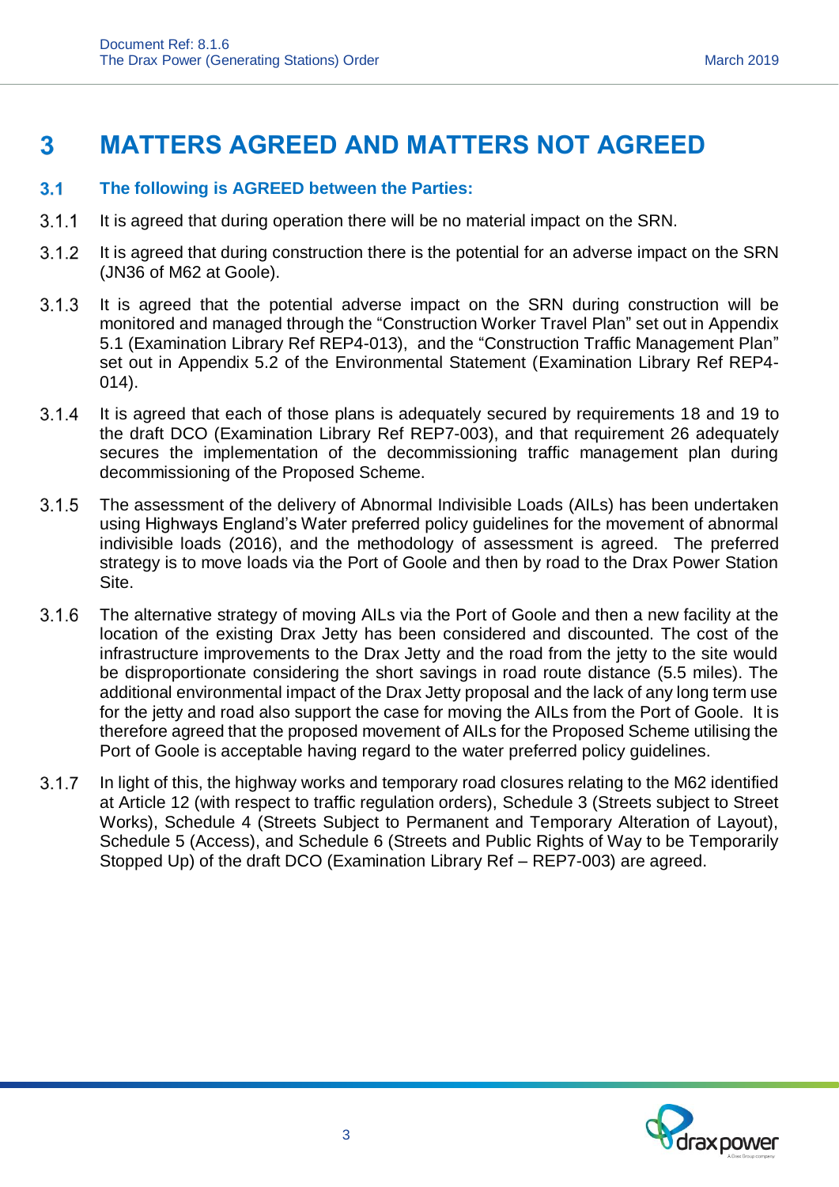# 3 MATTERS AGREED AND MATTERS NOT AGREED

## 3.1 The following is AGREED between the Parties:

3.1.1 It is agreed that during operation there will be no material impact on the SRN.

3.1.2 It is agreed that during construction there is the potential for an adverse impact on the SRN (JN36 of M62 at Goole).

3.1.3 It is agreed that the potential adverse impact on the SRN during construction will be monitored and managed through the "Construction Worker Travel Plan" set out in Appendix 5.1 (Examination Library Ref REP4-013), and the "Construction Traffic Management Plan" set out in Appendix 5.2 of the Environmental Statement (Examination Library Ref REP4-014).

3.1.4 It is agreed that each of those plans is adequately secured by requirements 18 and 19 to the draft DCO (Examination Library Ref REP7-003), and that requirement 26 adequately secures the implementation of the decommissioning traffic management plan during decommissioning of the Proposed Scheme.

3.1.5 The assessment of the delivery of Abnormal Indivisible Loads (AILs) has been undertaken using Highways England's Water preferred policy guidelines for the movement of abnormal indivisible loads (2016), and the methodology of assessment is agreed. The preferred strategy is to move loads via the Port of Goole and then by road to the Drax Power Station Site.

3.1.6 The alternative strategy of moving AILs via the Port of Goole and then a new facility at the location of the existing Drax Jetty has been considered and discounted. The cost of the infrastructure improvements to the Drax Jetty and the road from the jetty to the site would be disproportionate considering the short savings in road route distance (5.5 miles). The additional environmental impact of the Drax Jetty proposal and the lack of any long term use for the jetty and road also support the case for moving the AILs from the Port of Goole. It is therefore agreed that the proposed movement of AILs for the Proposed Scheme utilising the Port of Goole is acceptable having regard to the water preferred policy guidelines.

3.1.7 In light of this, the highway works and temporary road closures relating to the M62 identified at Article 12 (with respect to traffic regulation orders), Schedule 3 (Streets subject to Street Works), Schedule 4 (Streets Subject to Permanent and Temporary Alteration of Layout), Schedule 5 (Access), and Schedule 6 (Streets and Public Rights of Way to be Temporarily Stopped Up) of the draft DCO (Examination Library Ref – REP7-003) are agreed.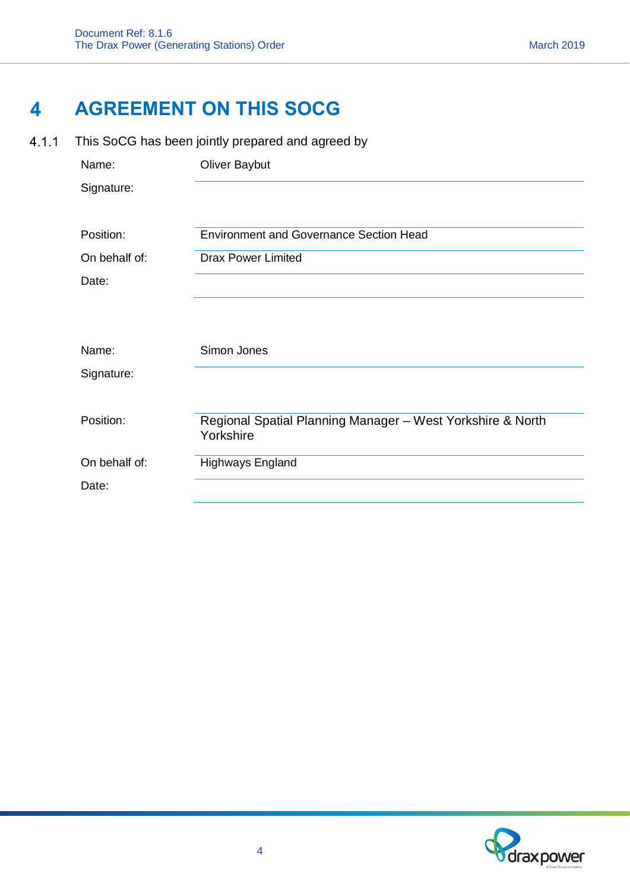# 4 AGREEMENT ON THIS SOCG

4.1.1 This SoCG has been jointly prepared and agreed by

| | |
|---|---|
| Name: | Oliver Baybut |
| Signature: | |
| Position: | Environment and Governance Section Head |
| On behalf of: | Drax Power Limited |
| Date: | |

| | |
|---|---|
| Name: | Simon Jones |
| Signature: | |
| Position: | Regional Spatial Planning Manager – West Yorkshire & North Yorkshire |
| On behalf of: | Highways England |
| Date: | |